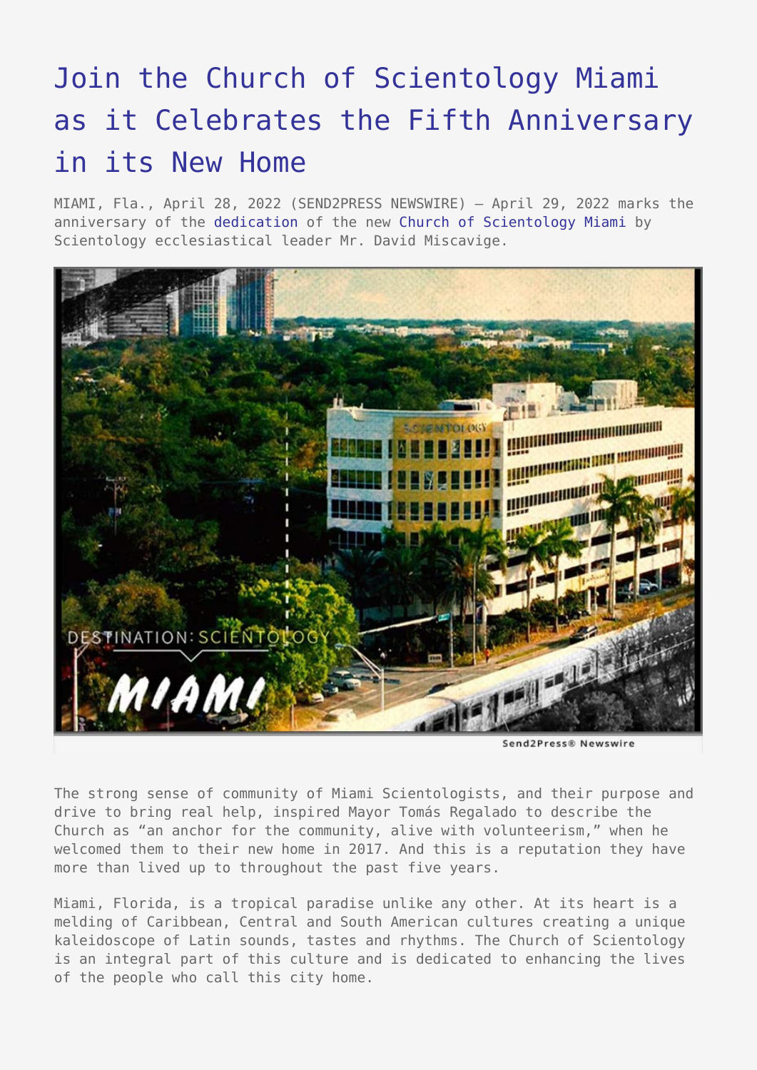# Join the Church of Scientology Miami as it Celebrates the Fifth Anniversary in its New Home

MIAMI, Fla., April 28, 2022 (SEND2PRESS NEWSWIRE) — April 29, 2022 marks the anniversary of the dedication of the new Church of Scientology Miami by Scientology ecclesiastical leader Mr. David Miscavige.

The strong sense of community of Miami Scientologists, and their purpose and drive to bring real help, inspired Mayor Tomás Regalado to describe the Church as "an anchor for the community, alive with volunteerism," when he welcomed them to their new home in 2017. And this is a reputation they have more than lived up to throughout the past five years.

Miami, Florida, is a tropical paradise unlike any other. At its heart is a melding of Caribbean, Central and South American cultures creating a unique kaleidoscope of Latin sounds, tastes and rhythms. The Church of Scientology is an integral part of this culture and is dedicated to enhancing the lives of the people who call this city home.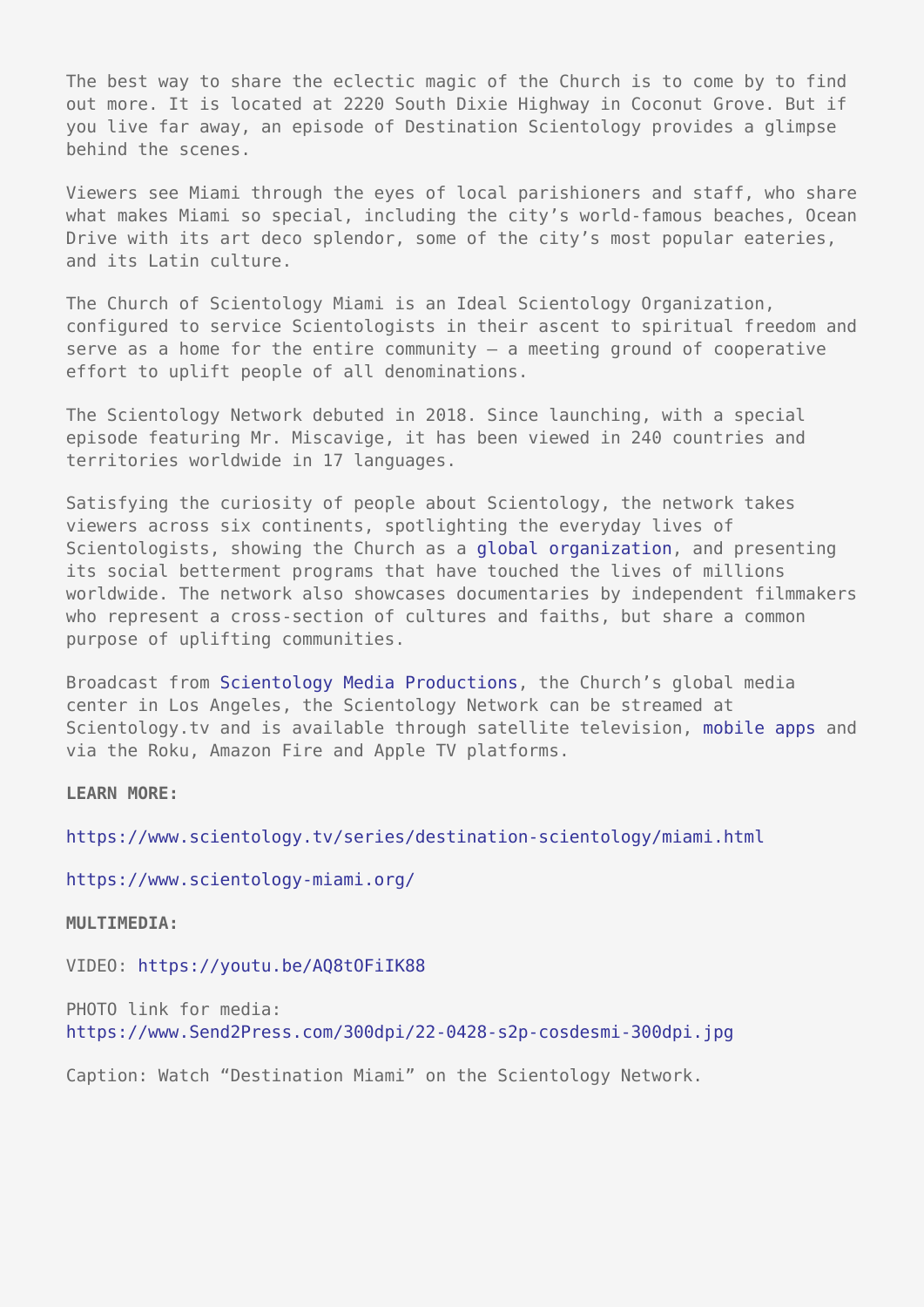The best way to share the eclectic magic of the Church is to come by to find out more. It is located at 2220 South Dixie Highway in Coconut Grove. But if you live far away, an episode of Destination Scientology provides a glimpse behind the scenes.

Viewers see Miami through the eyes of local parishioners and staff, who share what makes Miami so special, including the city's world-famous beaches, Ocean Drive with its art deco splendor, some of the city's most popular eateries, and its Latin culture.

The Church of Scientology Miami is an Ideal Scientology Organization, configured to service Scientologists in their ascent to spiritual freedom and serve as a home for the entire community — a meeting ground of cooperative effort to uplift people of all denominations.

The Scientology Network debuted in 2018. Since launching, with a special episode featuring Mr. Miscavige, it has been viewed in 240 countries and territories worldwide in 17 languages.

Satisfying the curiosity of people about Scientology, the network takes viewers across six continents, spotlighting the everyday lives of Scientologists, showing the Church as a global organization, and presenting its social betterment programs that have touched the lives of millions worldwide. The network also showcases documentaries by independent filmmakers who represent a cross-section of cultures and faiths, but share a common purpose of uplifting communities.

Broadcast from Scientology Media Productions, the Church's global media center in Los Angeles, the Scientology Network can be streamed at Scientology.tv and is available through satellite television, mobile apps and via the Roku, Amazon Fire and Apple TV platforms.

**LEARN MORE:**

https://www.scientology.tv/series/destination-scientology/miami.html

https://www.scientology-miami.org/

**MULTIMEDIA:**

VIDEO: https://youtu.be/AQ8tOFiIK88

PHOTO link for media: https://www.Send2Press.com/300dpi/22-0428-s2p-cosdesmi-300dpi.jpg

Caption: Watch "Destination Miami" on the Scientology Network.